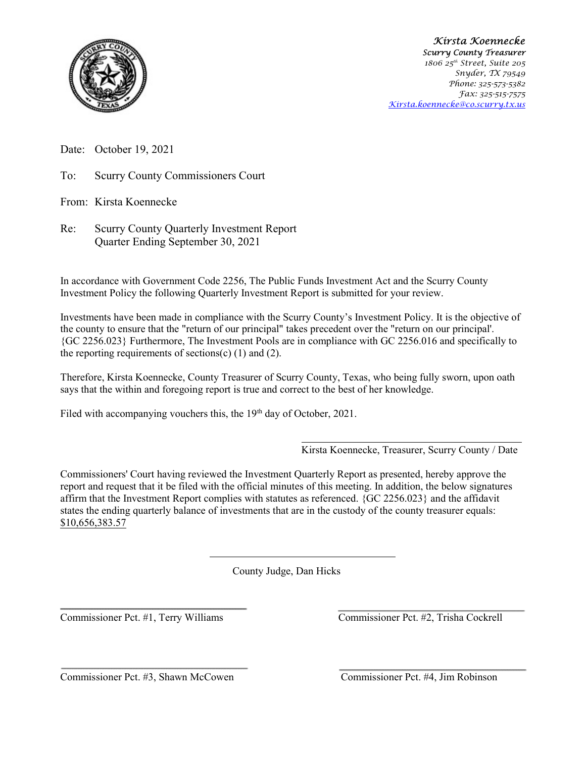**Kirsta Koennecke**
*Scurry County Treasurer*
1806 25th Street, Suite 205
Snyder, TX 79549
Phone: 325-573-5382
Fax: 325-515-7575
Kirsta.koennecke@co.scurry.tx.us

Date: October 19, 2021

To: Scurry County Commissioners Court

From: Kirsta Koennecke

Re: Scurry County Quarterly Investment Report
Quarter Ending September 30, 2021

In accordance with Government Code 2256, The Public Funds Investment Act and the Scurry County Investment Policy the following Quarterly Investment Report is submitted for your review.

Investments have been made in compliance with the Scurry County's Investment Policy. It is the objective of the county to ensure that the "return of our principal" takes precedent over the "return on our principal'. {GC 2256.023} Furthermore, The Investment Pools are in compliance with GC 2256.016 and specifically to the reporting requirements of sections(c) (1) and (2).

Therefore, Kirsta Koennecke, County Treasurer of Scurry County, Texas, who being fully sworn, upon oath says that the within and foregoing report is true and correct to the best of her knowledge.

Filed with accompanying vouchers this, the 19th day of October, 2021.

\_\_\_\_\_\_\_\_\_\_\_\_\_\_\_\_\_\_\_\_\_\_\_\_\_\_\_\_\_\_\_\_\_\_\_\_
Kirsta Koennecke, Treasurer, Scurry County / Date

Commissioners' Court having reviewed the Investment Quarterly Report as presented, hereby approve the report and request that it be filed with the official minutes of this meeting. In addition, the below signatures affirm that the Investment Report complies with statutes as referenced. {GC 2256.023} and the affidavit states the ending quarterly balance of investments that are in the custody of the county treasurer equals: $10,656,383.57

\_\_\_\_\_\_\_\_\_\_\_\_\_\_\_\_\_\_\_\_\_\_\_\_\_\_\_\_\_\_\_\_\_\_\_\_
County Judge, Dan Hicks

\_\_\_\_\_\_\_\_\_\_\_\_\_\_\_\_\_\_\_\_\_\_\_\_\_\_\_\_\_\_\_\_\_\_\_\_
Commissioner Pct. #1, Terry Williams

\_\_\_\_\_\_\_\_\_\_\_\_\_\_\_\_\_\_\_\_\_\_\_\_\_\_\_\_\_\_\_\_\_\_\_\_
Commissioner Pct. #2, Trisha Cockrell

\_\_\_\_\_\_\_\_\_\_\_\_\_\_\_\_\_\_\_\_\_\_\_\_\_\_\_\_\_\_\_\_\_\_\_\_
Commissioner Pct. #3, Shawn McCowen

\_\_\_\_\_\_\_\_\_\_\_\_\_\_\_\_\_\_\_\_\_\_\_\_\_\_\_\_\_\_\_\_\_\_\_\_
Commissioner Pct. #4, Jim Robinson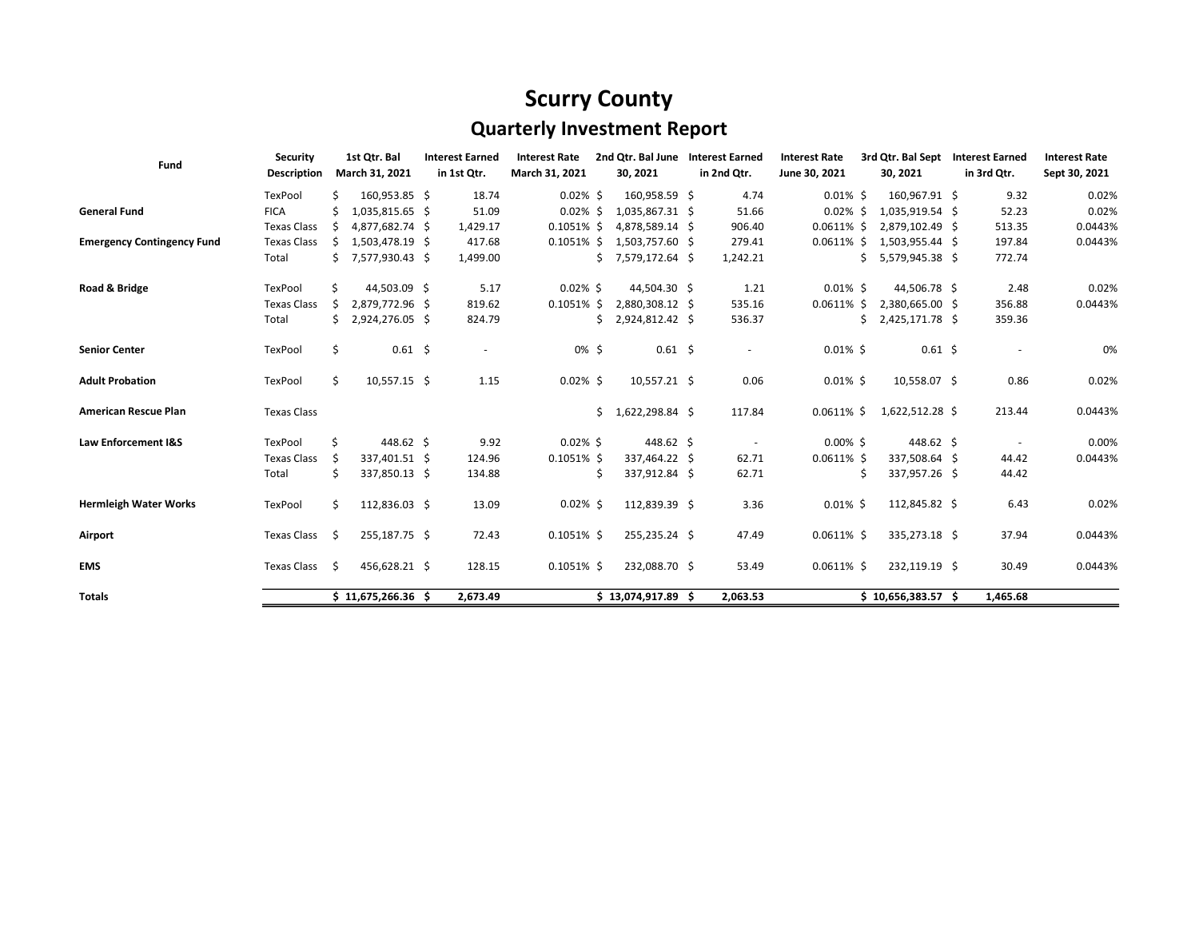# Scurry County

## Quarterly Investment Report

| Fund | Security Description | 1st Qtr. Bal March 31, 2021 | Interest Earned in 1st Qtr. | Interest Rate March 31, 2021 | 2nd Qtr. Bal June 30, 2021 | Interest Earned in 2nd Qtr. | Interest Rate June 30, 2021 | 3rd Qtr. Bal Sept 30, 2021 | Interest Earned in 3rd Qtr. | Interest Rate Sept 30, 2021 |
|---|---|---|---|---|---|---|---|---|---|---|
| | TexPool | $ 160,953.85 | $ 18.74 | 0.02% | $ 160,958.59 | $ 4.74 | 0.01% | $ 160,967.91 | $ 9.32 | 0.02% |
| **General Fund** | FICA | $ 1,035,815.65 | $ 51.09 | 0.02% | $ 1,035,867.31 | $ 51.66 | 0.02% | $ 1,035,919.54 | $ 52.23 | 0.02% |
| | Texas Class | $ 4,877,682.74 | $ 1,429.17 | 0.1051% | $ 4,878,589.14 | $ 906.40 | 0.0611% | $ 2,879,102.49 | $ 513.35 | 0.0443% |
| **Emergency Contingency Fund** | Texas Class | $ 1,503,478.19 | $ 417.68 | 0.1051% | $ 1,503,757.60 | $ 279.41 | 0.0611% | $ 1,503,955.44 | $ 197.84 | 0.0443% |
| | Total | $ 7,577,930.43 | $ 1,499.00 | | $ 7,579,172.64 | $ 1,242.21 | | $ 5,579,945.38 | $ 772.74 | |
| **Road & Bridge** | TexPool | $ 44,503.09 | $ 5.17 | 0.02% | $ 44,504.30 | $ 1.21 | 0.01% | $ 44,506.78 | $ 2.48 | 0.02% |
| | Texas Class | $ 2,879,772.96 | $ 819.62 | 0.1051% | $ 2,880,308.12 | $ 535.16 | 0.0611% | $ 2,380,665.00 | $ 356.88 | 0.0443% |
| | Total | $ 2,924,276.05 | $ 824.79 | | $ 2,924,812.42 | $ 536.37 | | $ 2,425,171.78 | $ 359.36 | |
| **Senior Center** | TexPool | $ 0.61 | $ - | 0% | $ 0.61 | $ - | 0.01% | $ 0.61 | $ - | 0% |
| **Adult Probation** | TexPool | $ 10,557.15 | $ 1.15 | 0.02% | $ 10,557.21 | $ 0.06 | 0.01% | $ 10,558.07 | $ 0.86 | 0.02% |
| **American Rescue Plan** | Texas Class | | | | $ 1,622,298.84 | $ 117.84 | 0.0611% | $ 1,622,512.28 | $ 213.44 | 0.0443% |
| **Law Enforcement I&S** | TexPool | $ 448.62 | $ 9.92 | 0.02% | $ 448.62 | $ - | 0.00% | $ 448.62 | $ - | 0.00% |
| | Texas Class | $ 337,401.51 | $ 124.96 | 0.1051% | $ 337,464.22 | $ 62.71 | 0.0611% | $ 337,508.64 | $ 44.42 | 0.0443% |
| | Total | $ 337,850.13 | $ 134.88 | | $ 337,912.84 | $ 62.71 | | $ 337,957.26 | $ 44.42 | |
| **Hermleigh Water Works** | TexPool | $ 112,836.03 | $ 13.09 | 0.02% | $ 112,839.39 | $ 3.36 | 0.01% | $ 112,845.82 | $ 6.43 | 0.02% |
| **Airport** | Texas Class | $ 255,187.75 | $ 72.43 | 0.1051% | $ 255,235.24 | $ 47.49 | 0.0611% | $ 335,273.18 | $ 37.94 | 0.0443% |
| **EMS** | Texas Class | $ 456,628.21 | $ 128.15 | 0.1051% | $ 232,088.70 | $ 53.49 | 0.0611% | $ 232,119.19 | $ 30.49 | 0.0443% |
| **Totals** | | **$ 11,675,266.36** | **$ 2,673.49** | | **$ 13,074,917.89** | **$ 2,063.53** | | **$ 10,656,383.57** | **$ 1,465.68** | |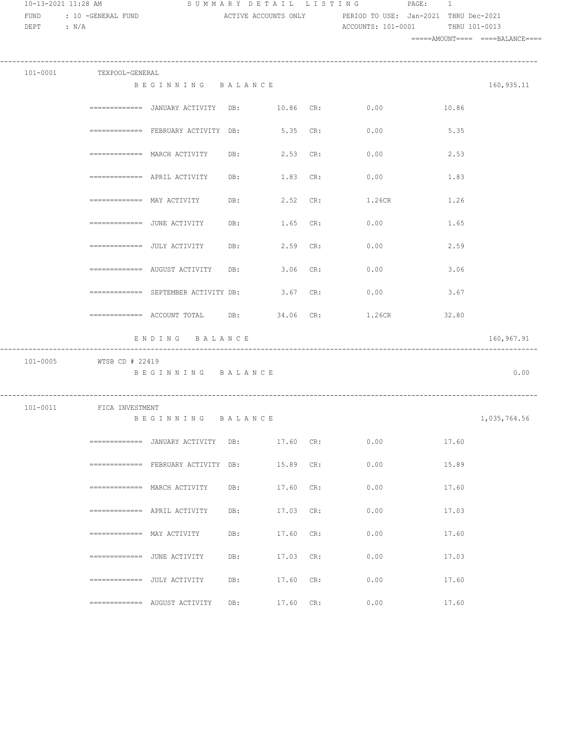10-13-2021 11:28 AM — SUMMARY DETAIL LISTING

FUND : 10 -GENERAL FUND — ACTIVE ACCOUNTS ONLY — PERIOD TO USE: Jan-2021 THRU Dec-2021

DEPT : N/A — ACCOUNTS: 101-0001 THRU 101-0013

| Account | Description | | DB | | CR | AMOUNT | BALANCE |
|---|---|---|---|---|---|---|---|
| 101-0001 | TEXPOOL-GENERAL | | | | | | |
| | BEGINNING BALANCE | | | | | | 160,935.11 |
| | ============= JANUARY ACTIVITY | DB: | 10.86 | CR: | 0.00 | 10.86 | |
| | ============= FEBRUARY ACTIVITY | DB: | 5.35 | CR: | 0.00 | 5.35 | |
| | ============= MARCH ACTIVITY | DB: | 2.53 | CR: | 0.00 | 2.53 | |
| | ============= APRIL ACTIVITY | DB: | 1.83 | CR: | 0.00 | 1.83 | |
| | ============= MAY ACTIVITY | DB: | 2.52 | CR: | 1.26CR | 1.26 | |
| | ============= JUNE ACTIVITY | DB: | 1.65 | CR: | 0.00 | 1.65 | |
| | ============= JULY ACTIVITY | DB: | 2.59 | CR: | 0.00 | 2.59 | |
| | ============= AUGUST ACTIVITY | DB: | 3.06 | CR: | 0.00 | 3.06 | |
| | ============= SEPTEMBER ACTIVITY | DB: | 3.67 | CR: | 0.00 | 3.67 | |
| | ============= ACCOUNT TOTAL | DB: | 34.06 | CR: | 1.26CR | 32.80 | |
| | ENDING BALANCE | | | | | | 160,967.91 |
| 101-0005 | WTSB CD # 22419 | | | | | | |
| | BEGINNING BALANCE | | | | | | 0.00 |
| 101-0011 | FICA INVESTMENT | | | | | | |
| | BEGINNING BALANCE | | | | | | 1,035,764.56 |
| | ============= JANUARY ACTIVITY | DB: | 17.60 | CR: | 0.00 | 17.60 | |
| | ============= FEBRUARY ACTIVITY | DB: | 15.89 | CR: | 0.00 | 15.89 | |
| | ============= MARCH ACTIVITY | DB: | 17.60 | CR: | 0.00 | 17.60 | |
| | ============= APRIL ACTIVITY | DB: | 17.03 | CR: | 0.00 | 17.03 | |
| | ============= MAY ACTIVITY | DB: | 17.60 | CR: | 0.00 | 17.60 | |
| | ============= JUNE ACTIVITY | DB: | 17.03 | CR: | 0.00 | 17.03 | |
| | ============= JULY ACTIVITY | DB: | 17.60 | CR: | 0.00 | 17.60 | |
| | ============= AUGUST ACTIVITY | DB: | 17.60 | CR: | 0.00 | 17.60 | |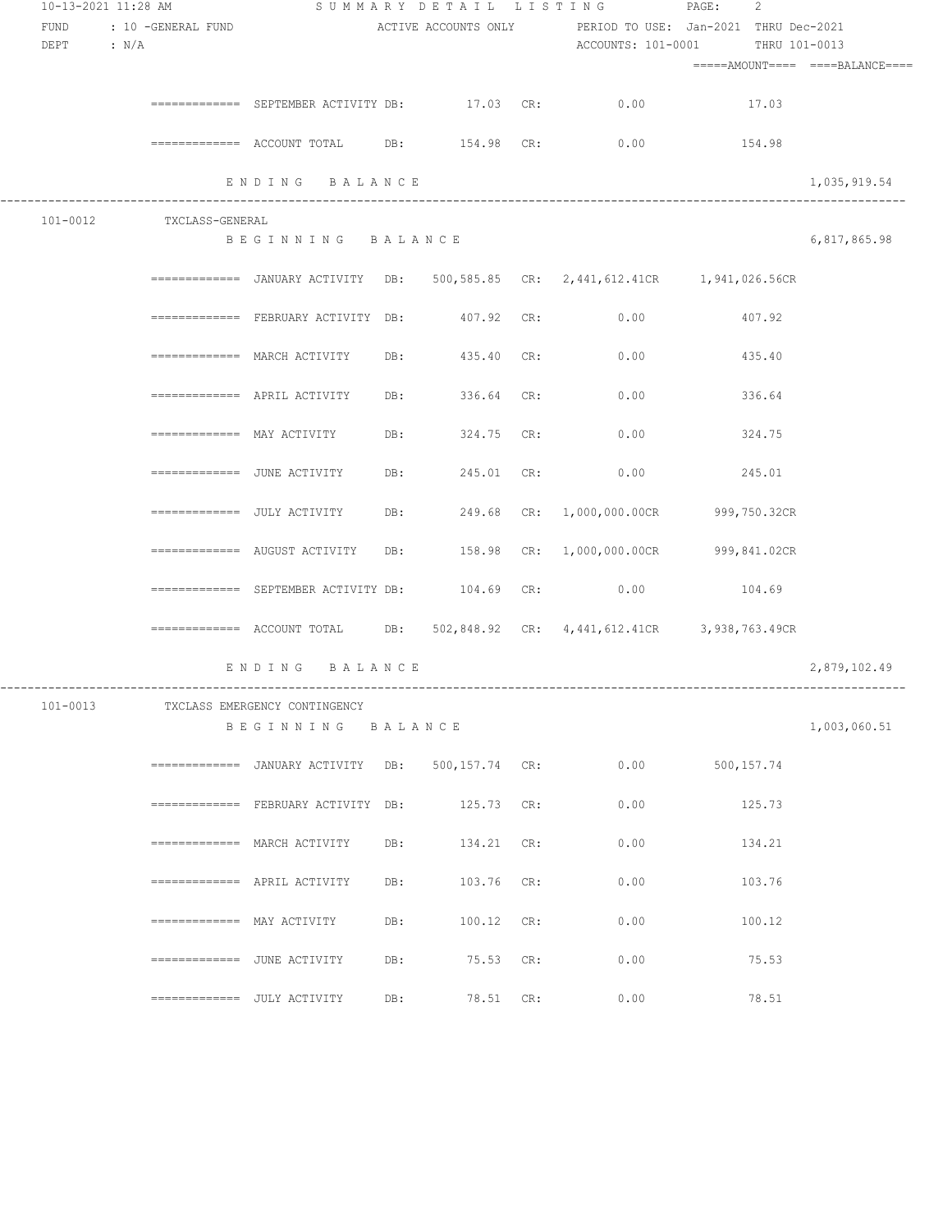10-13-2021 11:28 AM — SUMMARY DETAIL LISTING

FUND : 10 -GENERAL FUND — ACTIVE ACCOUNTS ONLY — PERIOD TO USE: Jan-2021 THRU Dec-2021

DEPT : N/A — ACCOUNTS: 101-0001 THRU 101-0013

| Account | Description | | DB | | CR | AMOUNT | BALANCE |
|---|---|---|---|---|---|---|---|
| | SEPTEMBER ACTIVITY | DB: | 17.03 | CR: | 0.00 | 17.03 | |
| | ACCOUNT TOTAL | DB: | 154.98 | CR: | 0.00 | 154.98 | |
| | ENDING BALANCE | | | | | | 1,035,919.54 |
| 101-0012 | TXCLASS-GENERAL | | | | | | |
| | BEGINNING BALANCE | | | | | | 6,817,865.98 |
| | JANUARY ACTIVITY | DB: | 500,585.85 | CR: | 2,441,612.41CR | 1,941,026.56CR | |
| | FEBRUARY ACTIVITY | DB: | 407.92 | CR: | 0.00 | 407.92 | |
| | MARCH ACTIVITY | DB: | 435.40 | CR: | 0.00 | 435.40 | |
| | APRIL ACTIVITY | DB: | 336.64 | CR: | 0.00 | 336.64 | |
| | MAY ACTIVITY | DB: | 324.75 | CR: | 0.00 | 324.75 | |
| | JUNE ACTIVITY | DB: | 245.01 | CR: | 0.00 | 245.01 | |
| | JULY ACTIVITY | DB: | 249.68 | CR: | 1,000,000.00CR | 999,750.32CR | |
| | AUGUST ACTIVITY | DB: | 158.98 | CR: | 1,000,000.00CR | 999,841.02CR | |
| | SEPTEMBER ACTIVITY | DB: | 104.69 | CR: | 0.00 | 104.69 | |
| | ACCOUNT TOTAL | DB: | 502,848.92 | CR: | 4,441,612.41CR | 3,938,763.49CR | |
| | ENDING BALANCE | | | | | | 2,879,102.49 |
| 101-0013 | TXCLASS EMERGENCY CONTINGENCY | | | | | | |
| | BEGINNING BALANCE | | | | | | 1,003,060.51 |
| | JANUARY ACTIVITY | DB: | 500,157.74 | CR: | 0.00 | 500,157.74 | |
| | FEBRUARY ACTIVITY | DB: | 125.73 | CR: | 0.00 | 125.73 | |
| | MARCH ACTIVITY | DB: | 134.21 | CR: | 0.00 | 134.21 | |
| | APRIL ACTIVITY | DB: | 103.76 | CR: | 0.00 | 103.76 | |
| | MAY ACTIVITY | DB: | 100.12 | CR: | 0.00 | 100.12 | |
| | JUNE ACTIVITY | DB: | 75.53 | CR: | 0.00 | 75.53 | |
| | JULY ACTIVITY | DB: | 78.51 | CR: | 0.00 | 78.51 | |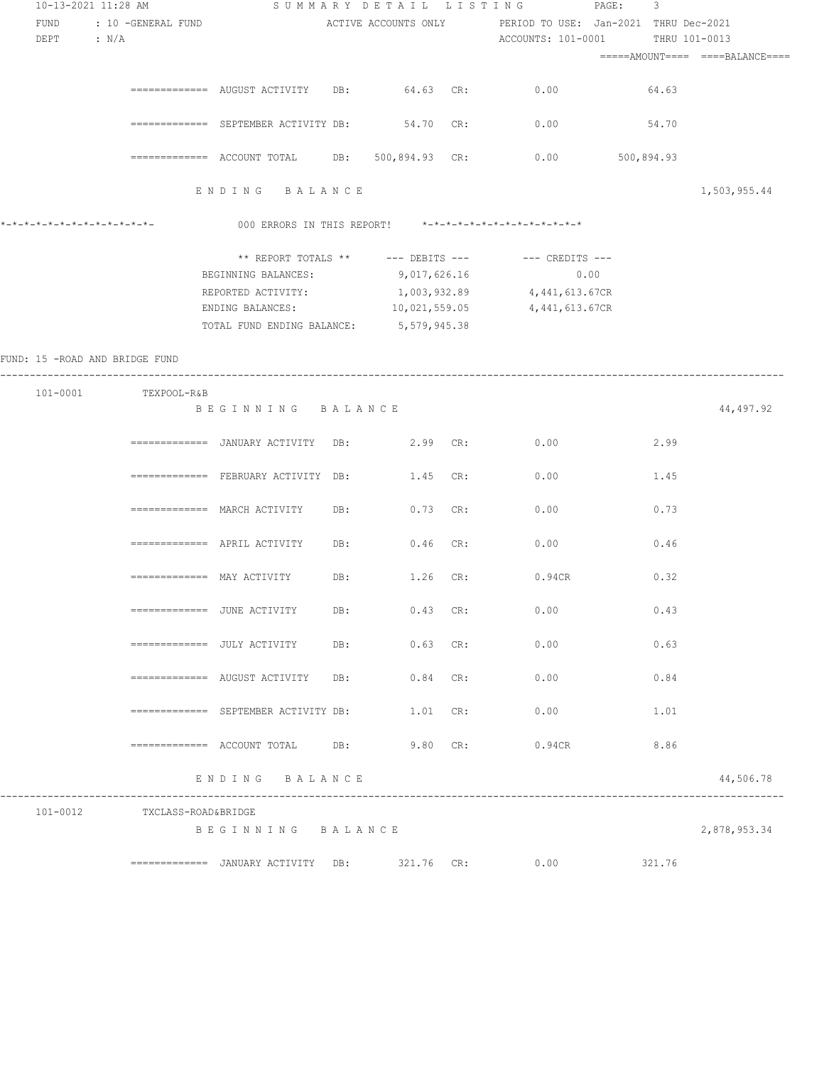FUND : 10 -GENERAL FUND — ACTIVE ACCOUNTS ONLY — PERIOD TO USE: Jan-2021 THRU Dec-2021
DEPT : N/A — ACCOUNTS: 101-0001 THRU 101-0013

| | | DB | CR | =====AMOUNT==== | ====BALANCE==== |
|---|---|---|---|---|---|
| | ============= AUGUST ACTIVITY | 64.63 | 0.00 | 64.63 | |
| | ============= SEPTEMBER ACTIVITY | 54.70 | 0.00 | 54.70 | |
| | ============= ACCOUNT TOTAL | 500,894.93 | 0.00 | 500,894.93 | |
| | E N D I N G B A L A N C E | | | | 1,503,955.44 |

\*-\*-\*-\*-\*-\*-\*-\*-\*-\*-\*-\*-\*- 000 ERRORS IN THIS REPORT! \*-\*-\*-\*-\*-\*-\*-\*-\*-\*-\*-\*-\*-\*-\*

| ** REPORT TOTALS ** | --- DEBITS --- | --- CREDITS --- |
|---|---|---|
| BEGINNING BALANCES: | 9,017,626.16 | 0.00 |
| REPORTED ACTIVITY: | 1,003,932.89 | 4,441,613.67CR |
| ENDING BALANCES: | 10,021,559.05 | 4,441,613.67CR |
| TOTAL FUND ENDING BALANCE: | 5,579,945.38 | |

FUND: 15 -ROAD AND BRIDGE FUND

| | | DB | CR | =====AMOUNT==== | ====BALANCE==== |
|---|---|---|---|---|---|
| 101-0001 | TEXPOOL-R&B | | | | |
| | B E G I N N I N G B A L A N C E | | | | 44,497.92 |
| | ============= JANUARY ACTIVITY | 2.99 | 0.00 | 2.99 | |
| | ============= FEBRUARY ACTIVITY | 1.45 | 0.00 | 1.45 | |
| | ============= MARCH ACTIVITY | 0.73 | 0.00 | 0.73 | |
| | ============= APRIL ACTIVITY | 0.46 | 0.00 | 0.46 | |
| | ============= MAY ACTIVITY | 1.26 | 0.94CR | 0.32 | |
| | ============= JUNE ACTIVITY | 0.43 | 0.00 | 0.43 | |
| | ============= JULY ACTIVITY | 0.63 | 0.00 | 0.63 | |
| | ============= AUGUST ACTIVITY | 0.84 | 0.00 | 0.84 | |
| | ============= SEPTEMBER ACTIVITY | 1.01 | 0.00 | 1.01 | |
| | ============= ACCOUNT TOTAL | 9.80 | 0.94CR | 8.86 | |
| | E N D I N G B A L A N C E | | | | 44,506.78 |
| 101-0012 | TXCLASS-ROAD&BRIDGE | | | | |
| | B E G I N N I N G B A L A N C E | | | | 2,878,953.34 |
| | ============= JANUARY ACTIVITY | 321.76 | 0.00 | 321.76 | |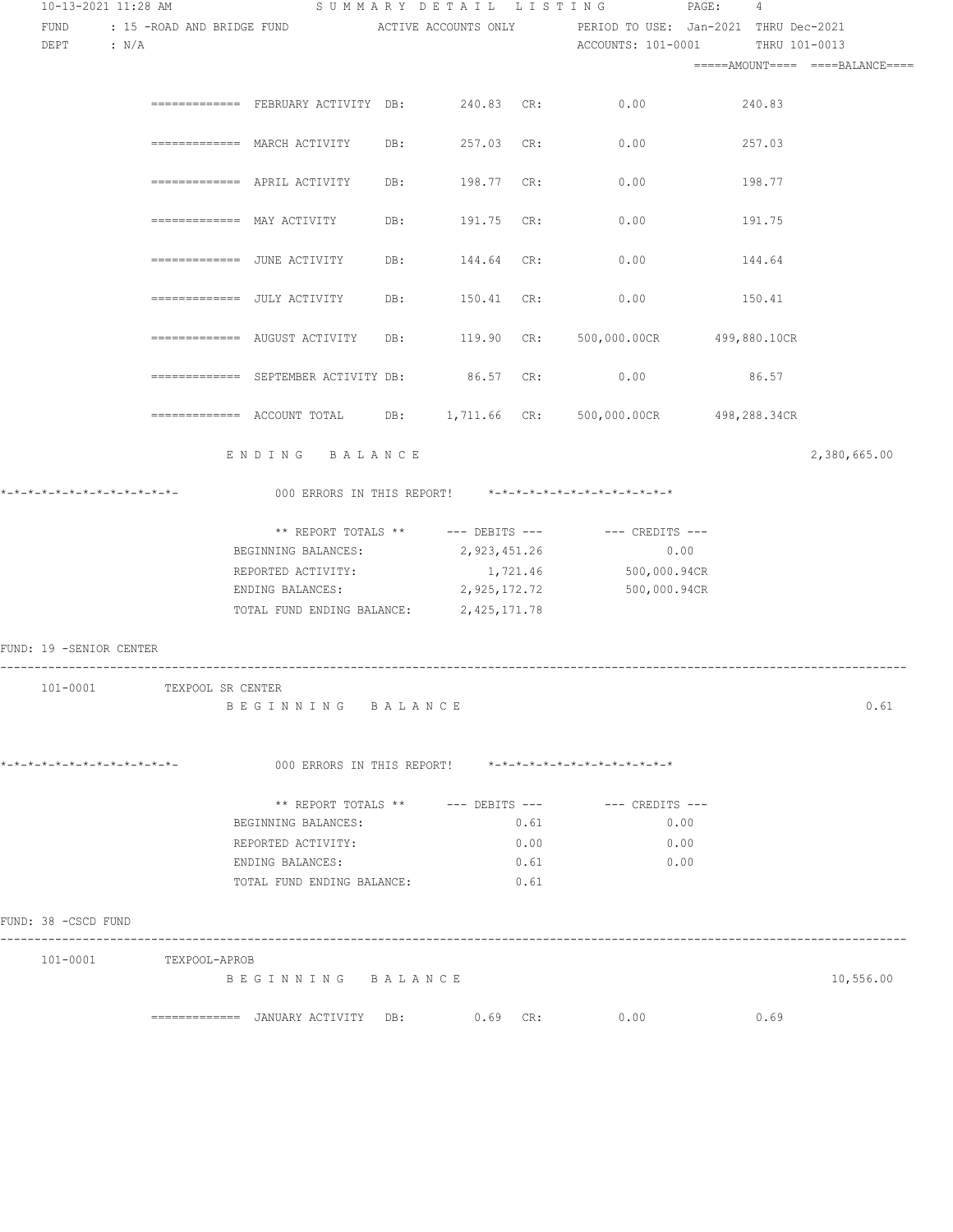FUND : 15 -ROAD AND BRIDGE FUND     ACTIVE ACCOUNTS ONLY     PERIOD TO USE: Jan-2021 THRU Dec-2021
DEPT : N/A     ACCOUNTS: 101-0001 THRU 101-0013

| | | | | | AMOUNT | BALANCE |
|---|---|---|---|---|---|---|
| ============= FEBRUARY ACTIVITY | DB: | 240.83 | CR: | 0.00 | 240.83 | |
| ============= MARCH ACTIVITY | DB: | 257.03 | CR: | 0.00 | 257.03 | |
| ============= APRIL ACTIVITY | DB: | 198.77 | CR: | 0.00 | 198.77 | |
| ============= MAY ACTIVITY | DB: | 191.75 | CR: | 0.00 | 191.75 | |
| ============= JUNE ACTIVITY | DB: | 144.64 | CR: | 0.00 | 144.64 | |
| ============= JULY ACTIVITY | DB: | 150.41 | CR: | 0.00 | 150.41 | |
| ============= AUGUST ACTIVITY | DB: | 119.90 | CR: | 500,000.00CR | 499,880.10CR | |
| ============= SEPTEMBER ACTIVITY | DB: | 86.57 | CR: | 0.00 | 86.57 | |
| ============= ACCOUNT TOTAL | DB: | 1,711.66 | CR: | 500,000.00CR | 498,288.34CR | |
| ENDING BALANCE | | | | | | 2,380,665.00 |

*-*-*-*-*-*-*-*-*-*-*-*-*-   000 ERRORS IN THIS REPORT!   *-*-*-*-*-*-*-*-*-*-*-*-*-*

| ** REPORT TOTALS ** | --- DEBITS --- | --- CREDITS --- |
|---|---|---|
| BEGINNING BALANCES: | 2,923,451.26 | 0.00 |
| REPORTED ACTIVITY: | 1,721.46 | 500,000.94CR |
| ENDING BALANCES: | 2,925,172.72 | 500,000.94CR |
| TOTAL FUND ENDING BALANCE: | 2,425,171.78 | |

FUND: 19 -SENIOR CENTER

101-0001   TEXPOOL SR CENTER

| | |
|---|---|
| BEGINNING BALANCE | 0.61 |

*-*-*-*-*-*-*-*-*-*-*-*-*-   000 ERRORS IN THIS REPORT!   *-*-*-*-*-*-*-*-*-*-*-*-*-*

| ** REPORT TOTALS ** | --- DEBITS --- | --- CREDITS --- |
|---|---|---|
| BEGINNING BALANCES: | 0.61 | 0.00 |
| REPORTED ACTIVITY: | 0.00 | 0.00 |
| ENDING BALANCES: | 0.61 | 0.00 |
| TOTAL FUND ENDING BALANCE: | 0.61 | |

FUND: 38 -CSCD FUND

101-0001   TEXPOOL-APROB

| | | | | | AMOUNT | BALANCE |
|---|---|---|---|---|---|---|
| BEGINNING BALANCE | | | | | | 10,556.00 |
| ============= JANUARY ACTIVITY | DB: | 0.69 | CR: | 0.00 | 0.69 | |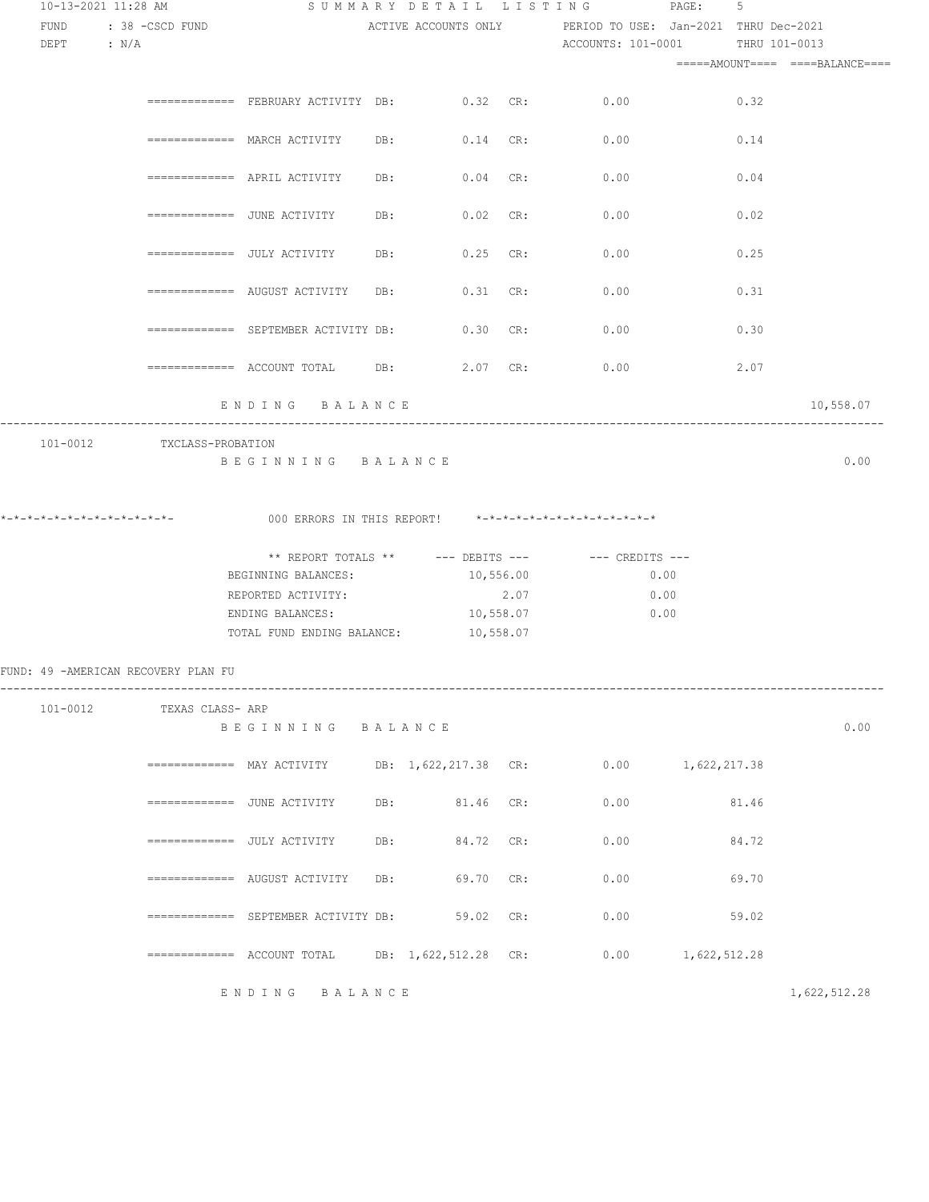10-13-2021 11:28 AM SUMMARY DETAIL LISTING PAGE: 5

FUND : 38 -CSCD FUND ACTIVE ACCOUNTS ONLY PERIOD TO USE: Jan-2021 THRU Dec-2021

DEPT : N/A ACCOUNTS: 101-0001 THRU 101-0013

| | | | | | | =====AMOUNT==== | ====BALANCE==== |
|---|---|---|---|---|---|---|---|
| ============= FEBRUARY ACTIVITY | DB: | 0.32 | CR: | 0.00 | | 0.32 | |
| ============= MARCH ACTIVITY | DB: | 0.14 | CR: | 0.00 | | 0.14 | |
| ============= APRIL ACTIVITY | DB: | 0.04 | CR: | 0.00 | | 0.04 | |
| ============= JUNE ACTIVITY | DB: | 0.02 | CR: | 0.00 | | 0.02 | |
| ============= JULY ACTIVITY | DB: | 0.25 | CR: | 0.00 | | 0.25 | |
| ============= AUGUST ACTIVITY | DB: | 0.31 | CR: | 0.00 | | 0.31 | |
| ============= SEPTEMBER ACTIVITY | DB: | 0.30 | CR: | 0.00 | | 0.30 | |
| ============= ACCOUNT TOTAL | DB: | 2.07 | CR: | 0.00 | | 2.07 | |
| E N D I N G   B A L A N C E | | | | | | | 10,558.07 |

101-0012 TXCLASS-PROBATION

B E G I N N I N G   B A L A N C E 0.00

*-*-*-*-*-*-*-*-*-*-*-*-*- 000 ERRORS IN THIS REPORT! *-*-*-*-*-*-*-*-*-*-*-*-*-*

| ** REPORT TOTALS ** | --- DEBITS --- | --- CREDITS --- |
|---|---|---|
| BEGINNING BALANCES: | 10,556.00 | 0.00 |
| REPORTED ACTIVITY: | 2.07 | 0.00 |
| ENDING BALANCES: | 10,558.07 | 0.00 |
| TOTAL FUND ENDING BALANCE: | 10,558.07 | |

FUND: 49 -AMERICAN RECOVERY PLAN FU

101-0012 TEXAS CLASS- ARP

B E G I N N I N G   B A L A N C E 0.00

| | | | | | =====AMOUNT==== | ====BALANCE==== |
|---|---|---|---|---|---|---|
| ============= MAY ACTIVITY | DB: | 1,622,217.38 | CR: | 0.00 | 1,622,217.38 | |
| ============= JUNE ACTIVITY | DB: | 81.46 | CR: | 0.00 | 81.46 | |
| ============= JULY ACTIVITY | DB: | 84.72 | CR: | 0.00 | 84.72 | |
| ============= AUGUST ACTIVITY | DB: | 69.70 | CR: | 0.00 | 69.70 | |
| ============= SEPTEMBER ACTIVITY | DB: | 59.02 | CR: | 0.00 | 59.02 | |
| ============= ACCOUNT TOTAL | DB: | 1,622,512.28 | CR: | 0.00 | 1,622,512.28 | |
| E N D I N G   B A L A N C E | | | | | | 1,622,512.28 |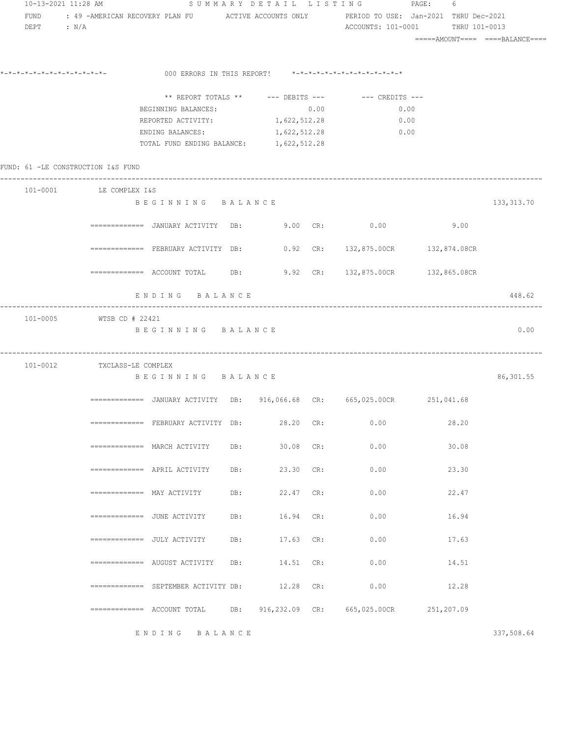| | | | |
|---|---|---|---|
| 10-13-2021 11:28 AM | SUMMARY DETAIL LISTING | PAGE: 6 | |
| FUND : 49 -AMERICAN RECOVERY PLAN FU | ACTIVE ACCOUNTS ONLY | PERIOD TO USE: Jan-2021 THRU Dec-2021 | |
| DEPT : N/A | | ACCOUNTS: 101-0001 THRU 101-0013 | |

=====AMOUNT==== ====BALANCE====

*-*-*-*-*-*-*-*-*-*-*-*-*-  000 ERRORS IN THIS REPORT!  *-*-*-*-*-*-*-*-*-*-*-*-*-*

| ** REPORT TOTALS ** | --- DEBITS --- | --- CREDITS --- |
|---|---|---|
| BEGINNING BALANCES: | 0.00 | 0.00 |
| REPORTED ACTIVITY: | 1,622,512.28 | 0.00 |
| ENDING BALANCES: | 1,622,512.28 | 0.00 |
| TOTAL FUND ENDING BALANCE: | 1,622,512.28 | |

FUND: 61 -LE CONSTRUCTION I&S FUND

**101-0001 LE COMPLEX I&S**

| | DB | CR | AMOUNT | BALANCE |
|---|---|---|---|---|
| BEGINNING BALANCE | | | | 133,313.70 |
| JANUARY ACTIVITY | 9.00 | 0.00 | 9.00 | |
| FEBRUARY ACTIVITY | 0.92 | 132,875.00CR | 132,874.08CR | |
| ACCOUNT TOTAL | 9.92 | 132,875.00CR | 132,865.08CR | |
| ENDING BALANCE | | | | 448.62 |

**101-0005 WTSB CD # 22421**

| | BALANCE |
|---|---|
| BEGINNING BALANCE | 0.00 |

**101-0012 TXCLASS-LE COMPLEX**

| | DB | CR | AMOUNT | BALANCE |
|---|---|---|---|---|
| BEGINNING BALANCE | | | | 86,301.55 |
| JANUARY ACTIVITY | 916,066.68 | 665,025.00CR | 251,041.68 | |
| FEBRUARY ACTIVITY | 28.20 | 0.00 | 28.20 | |
| MARCH ACTIVITY | 30.08 | 0.00 | 30.08 | |
| APRIL ACTIVITY | 23.30 | 0.00 | 23.30 | |
| MAY ACTIVITY | 22.47 | 0.00 | 22.47 | |
| JUNE ACTIVITY | 16.94 | 0.00 | 16.94 | |
| JULY ACTIVITY | 17.63 | 0.00 | 17.63 | |
| AUGUST ACTIVITY | 14.51 | 0.00 | 14.51 | |
| SEPTEMBER ACTIVITY | 12.28 | 0.00 | 12.28 | |
| ACCOUNT TOTAL | 916,232.09 | 665,025.00CR | 251,207.09 | |
| ENDING BALANCE | | | | 337,508.64 |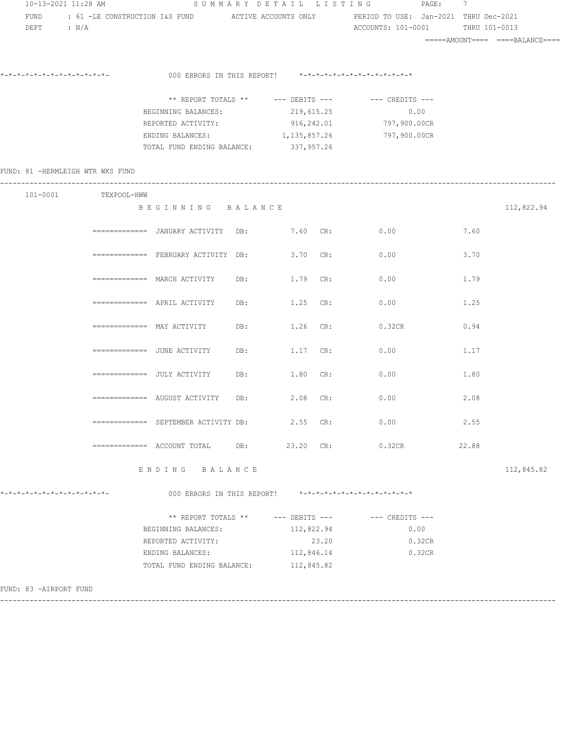10-13-2021 11:28 AM SUMMARY DETAIL LISTING PAGE: 7

FUND : 61 -LE CONSTRUCTION I&S FUND ACTIVE ACCOUNTS ONLY PERIOD TO USE: Jan-2021 THRU Dec-2021

DEPT : N/A ACCOUNTS: 101-0001 THRU 101-0013

=====AMOUNT==== ====BALANCE====

*-*-*-*-*-*-*-*-*-*-*-*-*- 000 ERRORS IN THIS REPORT! *-*-*-*-*-*-*-*-*-*-*-*-*-*

| ** REPORT TOTALS ** | --- DEBITS --- | --- CREDITS --- |
|---|---|---|
| BEGINNING BALANCES: | 219,615.25 | 0.00 |
| REPORTED ACTIVITY: | 916,242.01 | 797,900.00CR |
| ENDING BALANCES: | 1,135,857.26 | 797,900.00CR |
| TOTAL FUND ENDING BALANCE: | 337,957.26 | |

FUND: 81 -HERMLEIGH WTR WKS FUND

101-0001 TEXPOOL-HWW

BEGINNING BALANCE 112,822.94

| | DB: | CR: | AMOUNT |
|---|---|---|---|
| ============= JANUARY ACTIVITY | 7.60 | 0.00 | 7.60 |
| ============= FEBRUARY ACTIVITY | 3.70 | 0.00 | 3.70 |
| ============= MARCH ACTIVITY | 1.79 | 0.00 | 1.79 |
| ============= APRIL ACTIVITY | 1.25 | 0.00 | 1.25 |
| ============= MAY ACTIVITY | 1.26 | 0.32CR | 0.94 |
| ============= JUNE ACTIVITY | 1.17 | 0.00 | 1.17 |
| ============= JULY ACTIVITY | 1.80 | 0.00 | 1.80 |
| ============= AUGUST ACTIVITY | 2.08 | 0.00 | 2.08 |
| ============= SEPTEMBER ACTIVITY | 2.55 | 0.00 | 2.55 |
| ============= ACCOUNT TOTAL | 23.20 | 0.32CR | 22.88 |

ENDING BALANCE 112,845.82

*-*-*-*-*-*-*-*-*-*-*-*-*- 000 ERRORS IN THIS REPORT! *-*-*-*-*-*-*-*-*-*-*-*-*-*

| ** REPORT TOTALS ** | --- DEBITS --- | --- CREDITS --- |
|---|---|---|
| BEGINNING BALANCES: | 112,822.94 | 0.00 |
| REPORTED ACTIVITY: | 23.20 | 0.32CR |
| ENDING BALANCES: | 112,846.14 | 0.32CR |
| TOTAL FUND ENDING BALANCE: | 112,845.82 | |

FUND: 83 -AIRPORT FUND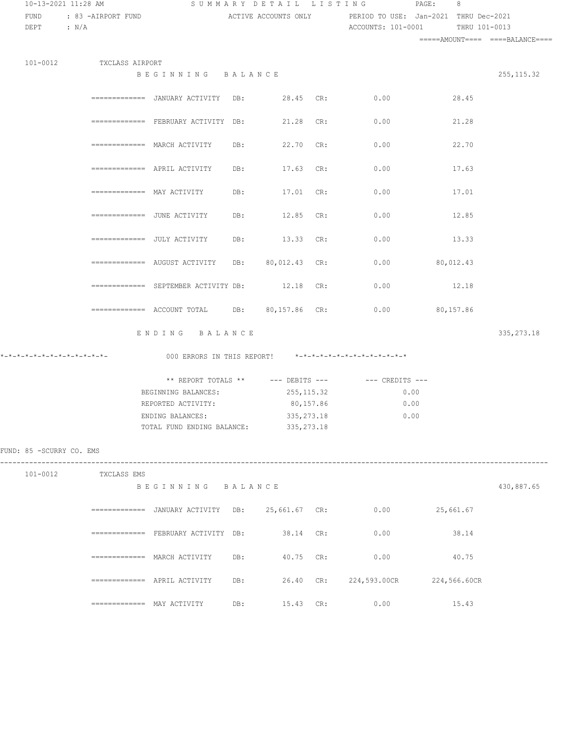10-13-2021 11:28 AM SUMMARY DETAIL LISTING PAGE: 8

FUND : 83 -AIRPORT FUND ACTIVE ACCOUNTS ONLY PERIOD TO USE: Jan-2021 THRU Dec-2021

DEPT : N/A ACCOUNTS: 101-0001 THRU 101-0013

| | | | | | | =====AMOUNT==== | ====BALANCE==== |
|---|---|---|---|---|---|---|---|
| 101-0012 TXCLASS AIRPORT | | | | | | | |
| BEGINNING BALANCE | | | | | | | 255,115.32 |
| ============= JANUARY ACTIVITY | DB: | 28.45 | CR: | 0.00 | | 28.45 | |
| ============= FEBRUARY ACTIVITY | DB: | 21.28 | CR: | 0.00 | | 21.28 | |
| ============= MARCH ACTIVITY | DB: | 22.70 | CR: | 0.00 | | 22.70 | |
| ============= APRIL ACTIVITY | DB: | 17.63 | CR: | 0.00 | | 17.63 | |
| ============= MAY ACTIVITY | DB: | 17.01 | CR: | 0.00 | | 17.01 | |
| ============= JUNE ACTIVITY | DB: | 12.85 | CR: | 0.00 | | 12.85 | |
| ============= JULY ACTIVITY | DB: | 13.33 | CR: | 0.00 | | 13.33 | |
| ============= AUGUST ACTIVITY | DB: | 80,012.43 | CR: | 0.00 | | 80,012.43 | |
| ============= SEPTEMBER ACTIVITY | DB: | 12.18 | CR: | 0.00 | | 12.18 | |
| ============= ACCOUNT TOTAL | DB: | 80,157.86 | CR: | 0.00 | | 80,157.86 | |
| ENDING BALANCE | | | | | | | 335,273.18 |

*-*-*-*-*-*-*-*-*-*-*-*-*- 000 ERRORS IN THIS REPORT! *-*-*-*-*-*-*-*-*-*-*-*-*-*

| ** REPORT TOTALS ** | --- DEBITS --- | --- CREDITS --- |
|---|---|---|
| BEGINNING BALANCES: | 255,115.32 | 0.00 |
| REPORTED ACTIVITY: | 80,157.86 | 0.00 |
| ENDING BALANCES: | 335,273.18 | 0.00 |
| TOTAL FUND ENDING BALANCE: | 335,273.18 | |

FUND: 85 -SCURRY CO. EMS

| | | | | | | =====AMOUNT==== | ====BALANCE==== |
|---|---|---|---|---|---|---|---|
| 101-0012 TXCLASS EMS | | | | | | | |
| BEGINNING BALANCE | | | | | | | 430,887.65 |
| ============= JANUARY ACTIVITY | DB: | 25,661.67 | CR: | 0.00 | | 25,661.67 | |
| ============= FEBRUARY ACTIVITY | DB: | 38.14 | CR: | 0.00 | | 38.14 | |
| ============= MARCH ACTIVITY | DB: | 40.75 | CR: | 0.00 | | 40.75 | |
| ============= APRIL ACTIVITY | DB: | 26.40 | CR: | 224,593.00CR | | 224,566.60CR | |
| ============= MAY ACTIVITY | DB: | 15.43 | CR: | 0.00 | | 15.43 | |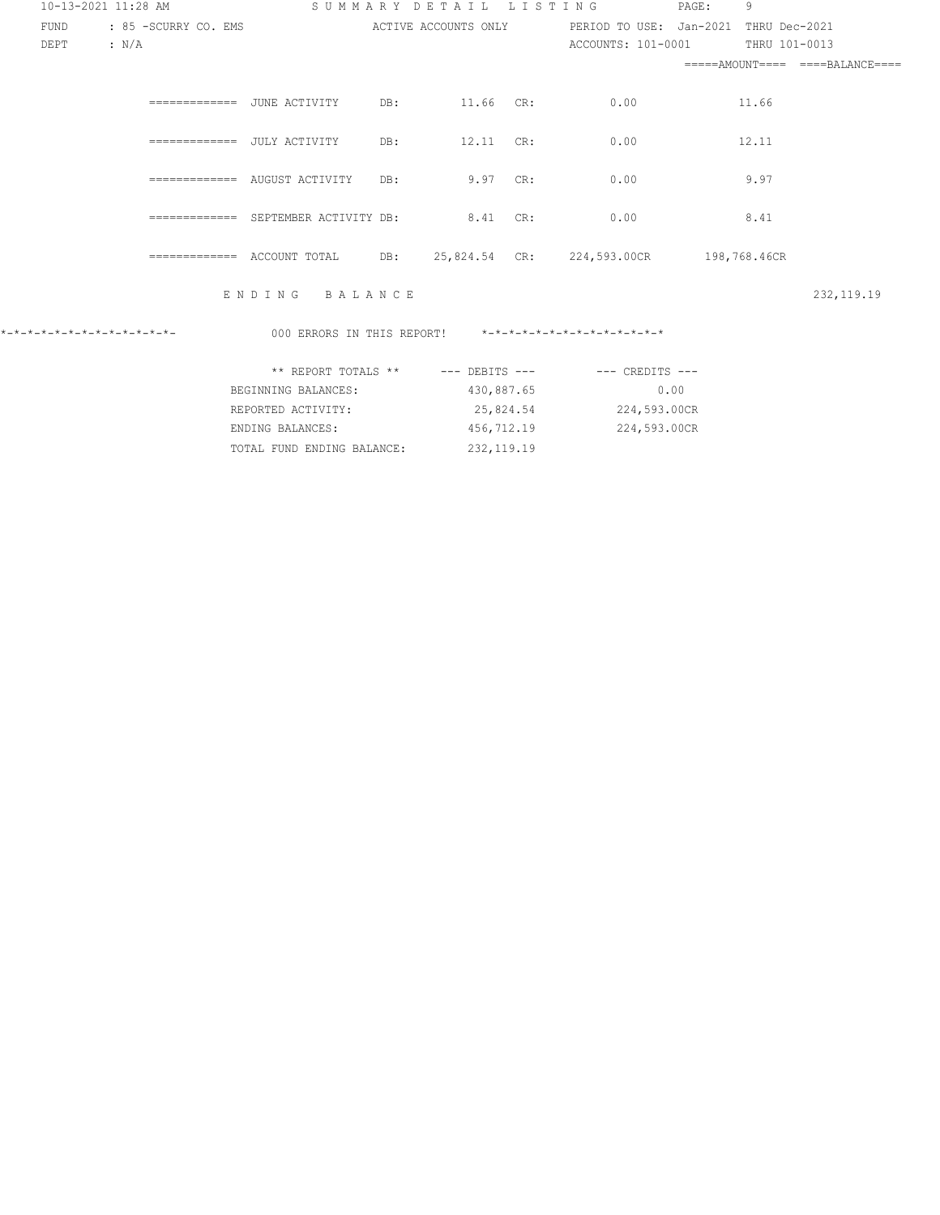10-13-2021 11:28 AM — SUMMARY DETAIL LISTING

FUND : 85 -SCURRY CO. EMS — ACTIVE ACCOUNTS ONLY — PERIOD TO USE: Jan-2021 THRU Dec-2021

DEPT : N/A — ACCOUNTS: 101-0001 THRU 101-0013

| | DB | | CR | | =====AMOUNT==== | ====BALANCE==== |
|---|---|---|---|---|---|---|
| ============= JUNE ACTIVITY | DB: | 11.66 | CR: | 0.00 | 11.66 | |
| ============= JULY ACTIVITY | DB: | 12.11 | CR: | 0.00 | 12.11 | |
| ============= AUGUST ACTIVITY | DB: | 9.97 | CR: | 0.00 | 9.97 | |
| ============= SEPTEMBER ACTIVITY | DB: | 8.41 | CR: | 0.00 | 8.41 | |
| ============= ACCOUNT TOTAL | DB: | 25,824.54 | CR: | 224,593.00CR | 198,768.46CR | |
| E N D I N G   B A L A N C E | | | | | | 232,119.19 |

*-*-*-*-*-*-*-*-*-*-*-*-*- 000 ERRORS IN THIS REPORT! *-*-*-*-*-*-*-*-*-*-*-*-*

| ** REPORT TOTALS ** | --- DEBITS --- | --- CREDITS --- |
|---|---|---|
| BEGINNING BALANCES: | 430,887.65 | 0.00 |
| REPORTED ACTIVITY: | 25,824.54 | 224,593.00CR |
| ENDING BALANCES: | 456,712.19 | 224,593.00CR |
| TOTAL FUND ENDING BALANCE: | 232,119.19 | |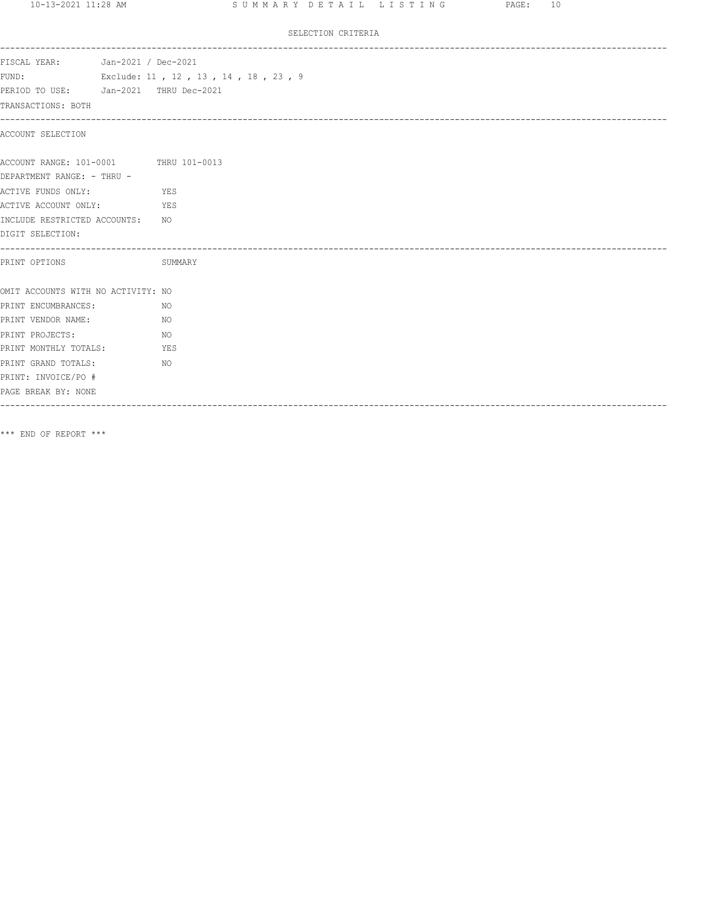SELECTION CRITERIA

FISCAL YEAR: Jan-2021 / Dec-2021
FUND: Exclude: 11 , 12 , 13 , 14 , 18 , 23 , 9
PERIOD TO USE: Jan-2021 THRU Dec-2021
TRANSACTIONS: BOTH

ACCOUNT SELECTION

ACCOUNT RANGE: 101-0001 THRU 101-0013
DEPARTMENT RANGE: - THRU -
ACTIVE FUNDS ONLY: YES
ACTIVE ACCOUNT ONLY: YES
INCLUDE RESTRICTED ACCOUNTS: NO
DIGIT SELECTION:

PRINT OPTIONS SUMMARY

OMIT ACCOUNTS WITH NO ACTIVITY: NO
PRINT ENCUMBRANCES: NO
PRINT VENDOR NAME: NO
PRINT PROJECTS: NO
PRINT MONTHLY TOTALS: YES
PRINT GRAND TOTALS: NO
PRINT: INVOICE/PO #
PAGE BREAK BY: NONE

*** END OF REPORT ***